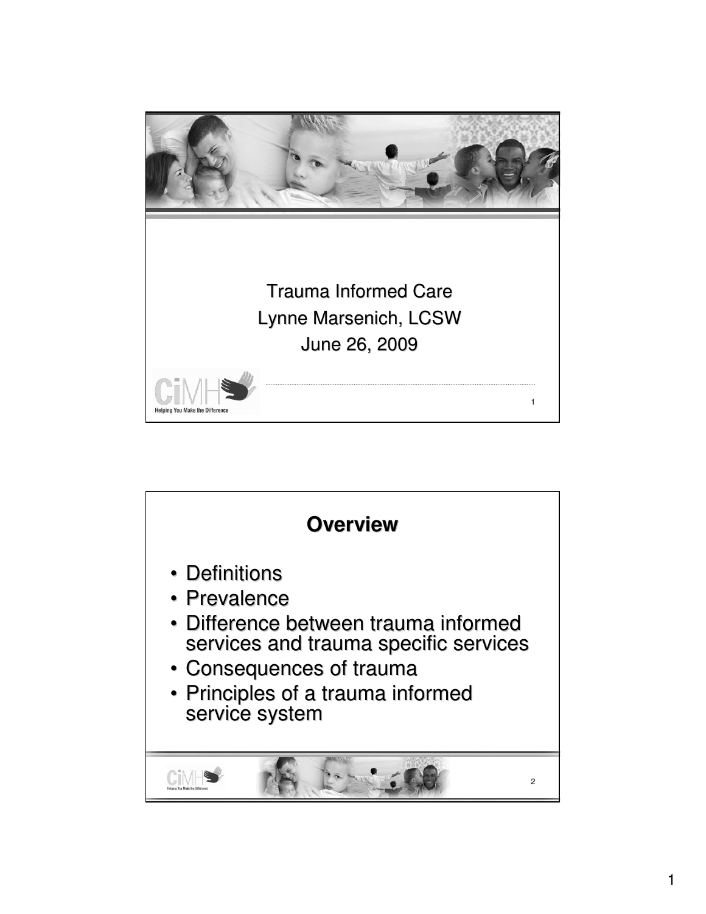Trauma Informed Care

Lynne Marsenich, LCSW

June 26, 2009

## Overview

- Definitions
- Prevalence
- Difference between trauma informed services and trauma specific services
- Consequences of trauma
- Principles of a trauma informed service system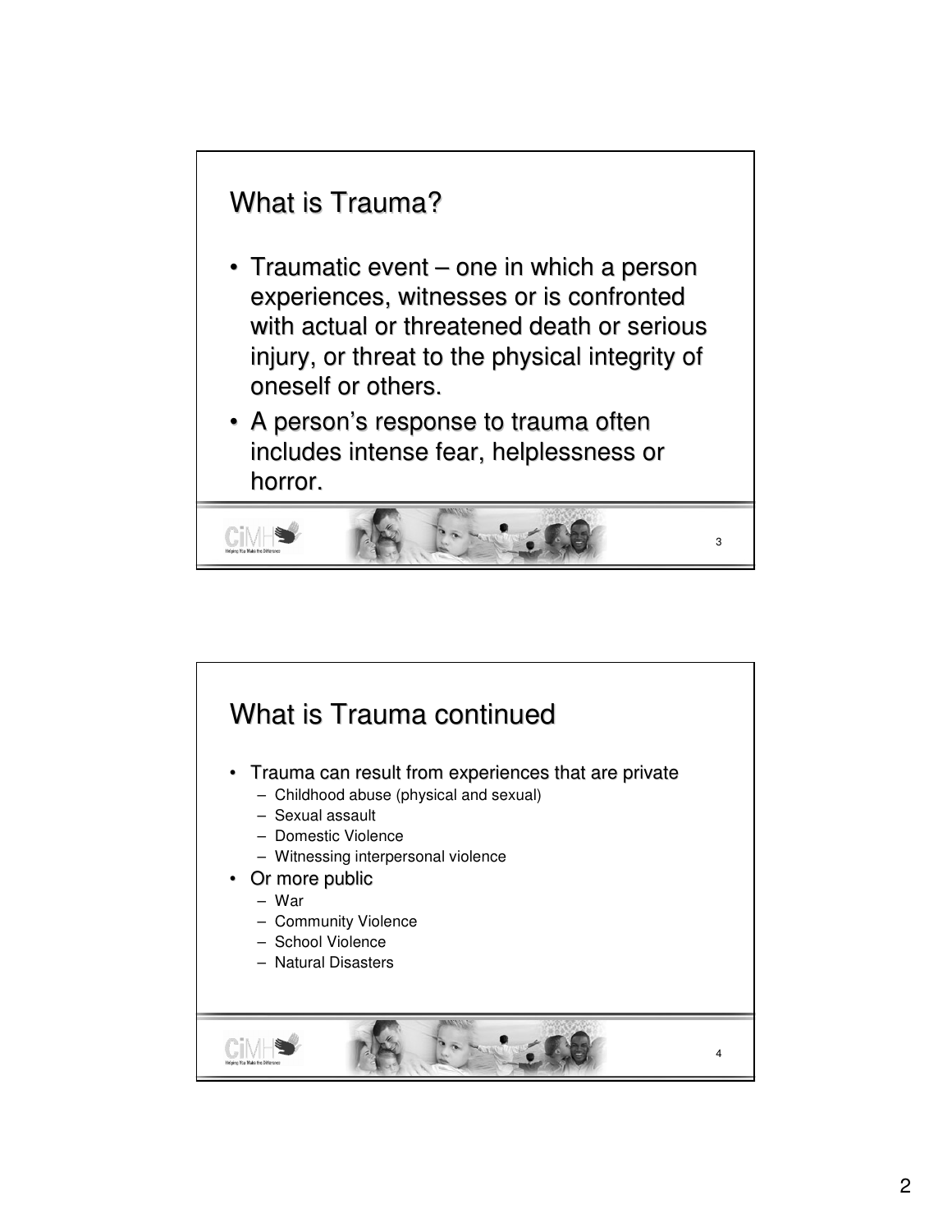## What is Trauma?

- Traumatic event – one in which a person experiences, witnesses or is confronted with actual or threatened death or serious injury, or threat to the physical integrity of oneself or others.
- A person's response to trauma often includes intense fear, helplessness or horror.

## What is Trauma continued

- Trauma can result from experiences that are private
  - Childhood abuse (physical and sexual)
  - Sexual assault
  - Domestic Violence
  - Witnessing interpersonal violence
- Or more public
  - War
  - Community Violence
  - School Violence
  - Natural Disasters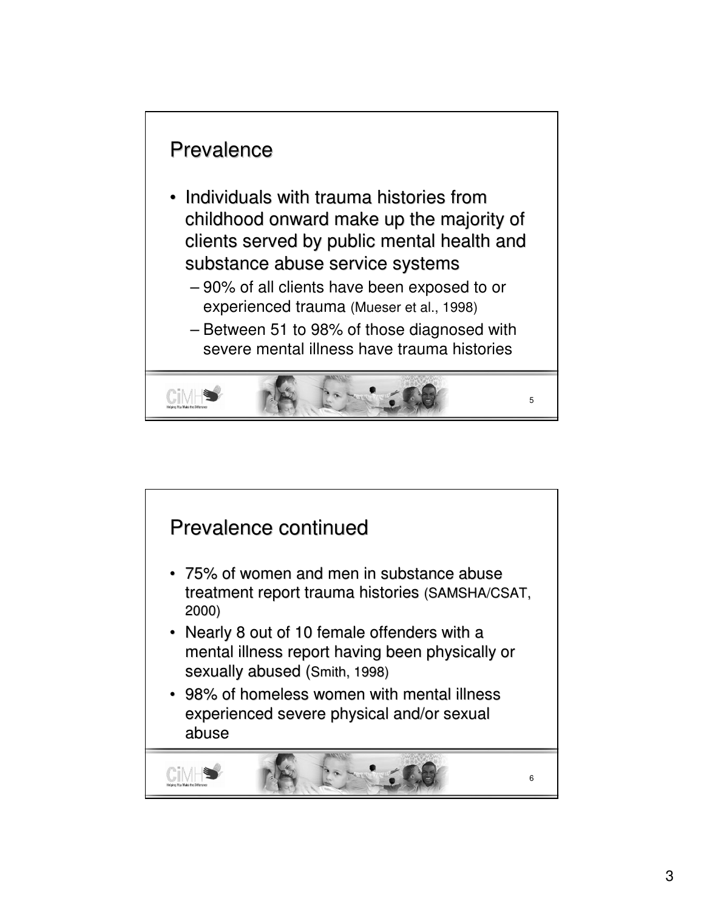## Prevalence

- Individuals with trauma histories from childhood onward make up the majority of clients served by public mental health and substance abuse service systems
  - 90% of all clients have been exposed to or experienced trauma (Mueser et al., 1998)
  - Between 51 to 98% of those diagnosed with severe mental illness have trauma histories

## Prevalence continued

- 75% of women and men in substance abuse treatment report trauma histories (SAMSHA/CSAT, 2000)
- Nearly 8 out of 10 female offenders with a mental illness report having been physically or sexually abused (Smith, 1998)
- 98% of homeless women with mental illness experienced severe physical and/or sexual abuse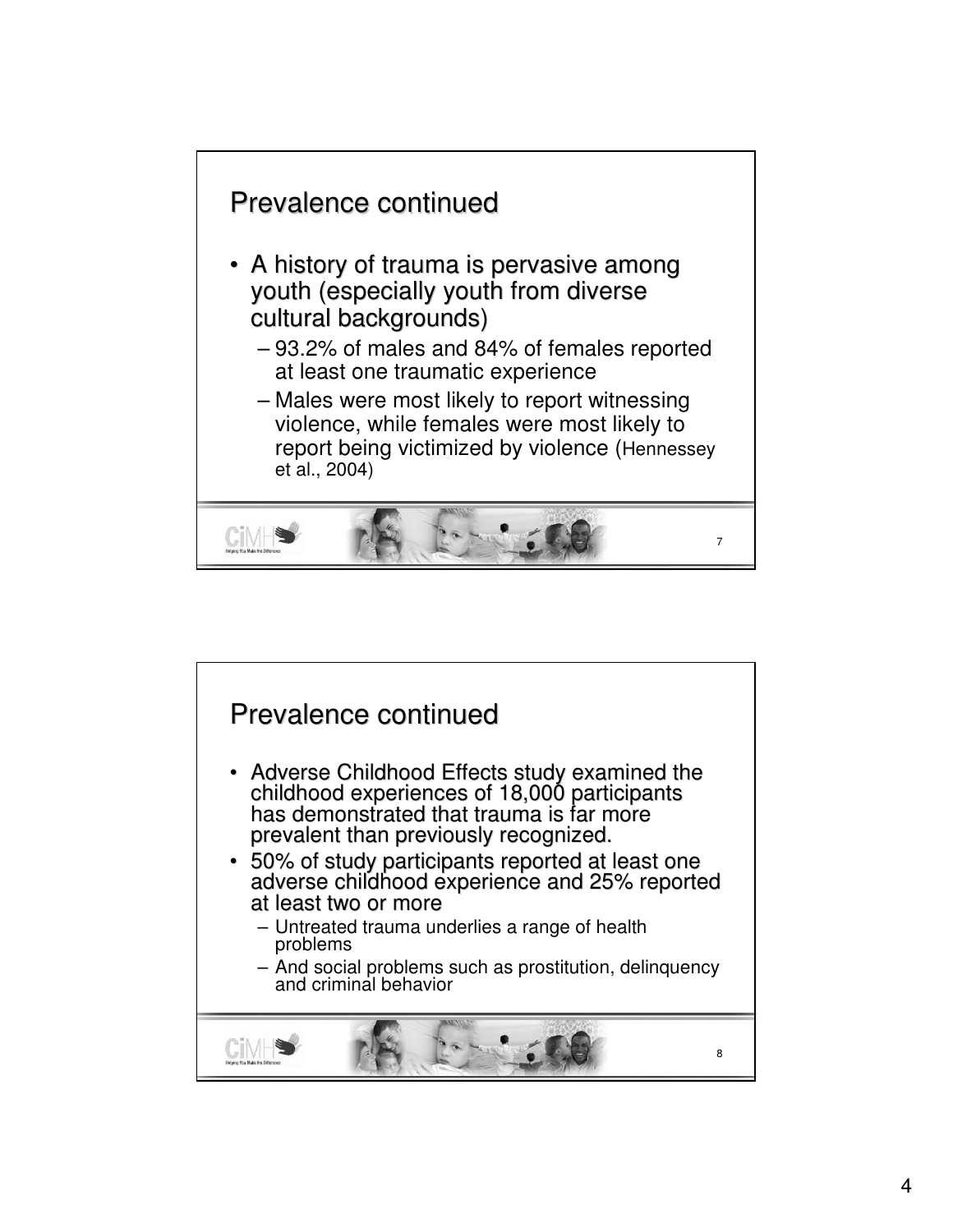## Prevalence continued

- A history of trauma is pervasive among youth (especially youth from diverse cultural backgrounds)
  - 93.2% of males and 84% of females reported at least one traumatic experience
  - Males were most likely to report witnessing violence, while females were most likely to report being victimized by violence (Hennessey et al., 2004)

## Prevalence continued

- Adverse Childhood Effects study examined the childhood experiences of 18,000 participants has demonstrated that trauma is far more prevalent than previously recognized.
- 50% of study participants reported at least one adverse childhood experience and 25% reported at least two or more
  - Untreated trauma underlies a range of health problems
  - And social problems such as prostitution, delinquency and criminal behavior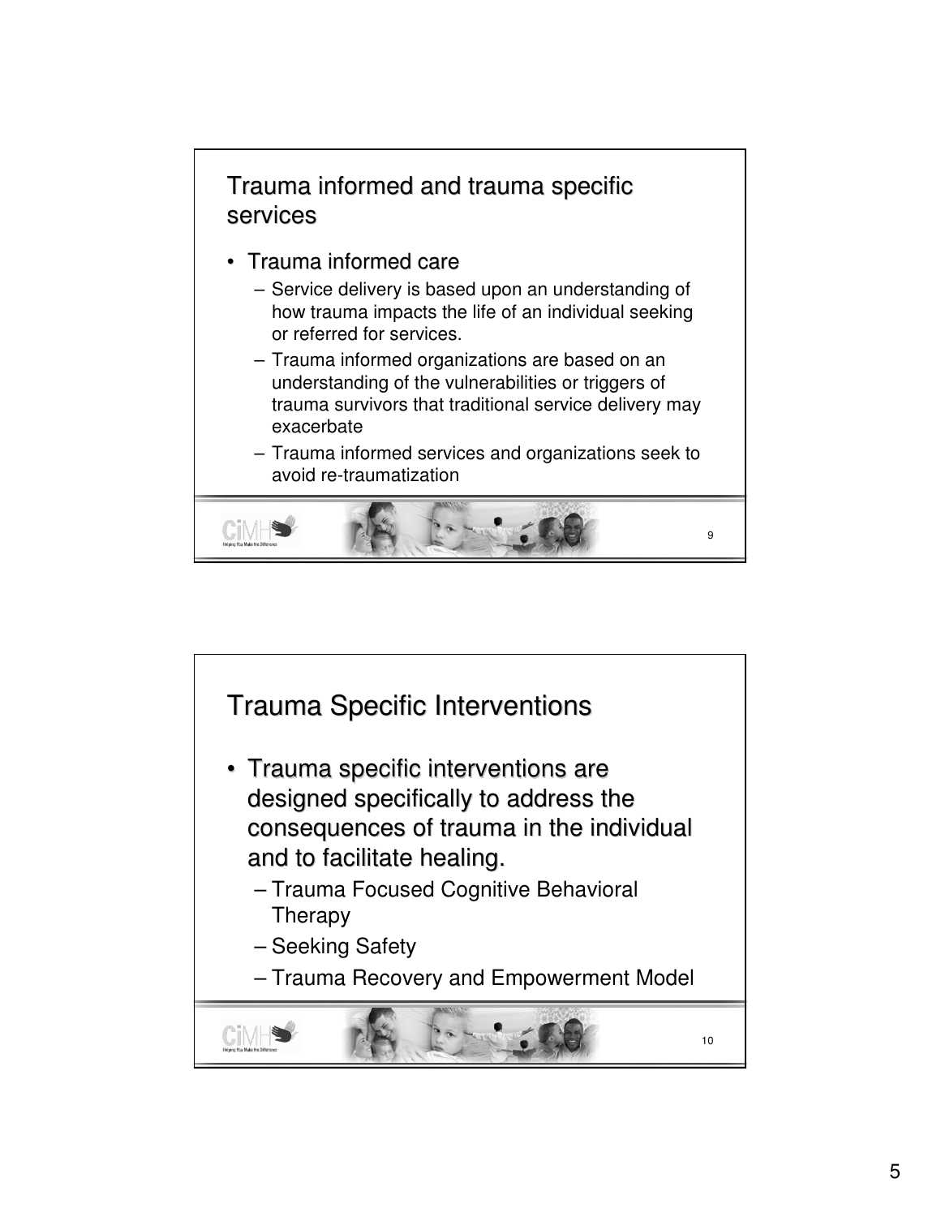## Trauma informed and trauma specific services

- Trauma informed care
  - Service delivery is based upon an understanding of how trauma impacts the life of an individual seeking or referred for services.
  - Trauma informed organizations are based on an understanding of the vulnerabilities or triggers of trauma survivors that traditional service delivery may exacerbate
  - Trauma informed services and organizations seek to avoid re-traumatization

## Trauma Specific Interventions

- Trauma specific interventions are designed specifically to address the consequences of trauma in the individual and to facilitate healing.
  - Trauma Focused Cognitive Behavioral Therapy
  - Seeking Safety
  - Trauma Recovery and Empowerment Model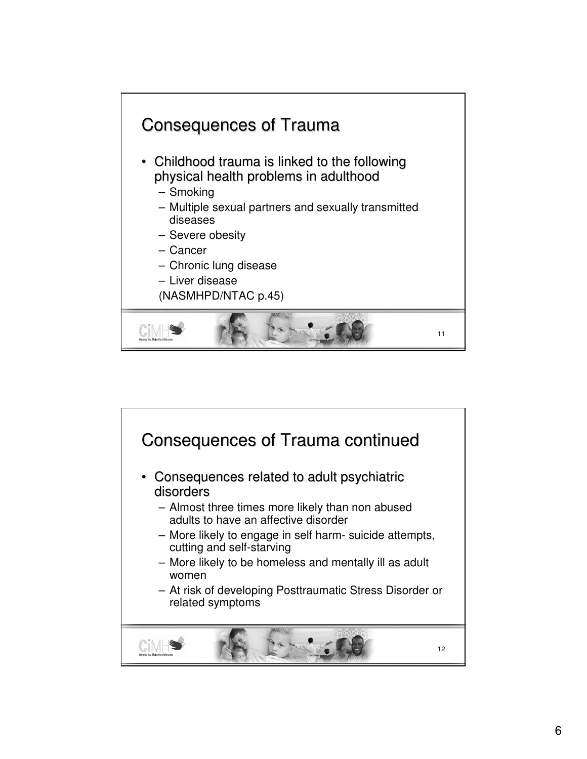## Consequences of Trauma

- Childhood trauma is linked to the following physical health problems in adulthood
  - Smoking
  - Multiple sexual partners and sexually transmitted diseases
  - Severe obesity
  - Cancer
  - Chronic lung disease
  - Liver disease

  (NASMHPD/NTAC p.45)

## Consequences of Trauma continued

- Consequences related to adult psychiatric disorders
  - Almost three times more likely than non abused adults to have an affective disorder
  - More likely to engage in self harm- suicide attempts, cutting and self-starving
  - More likely to be homeless and mentally ill as adult women
  - At risk of developing Posttraumatic Stress Disorder or related symptoms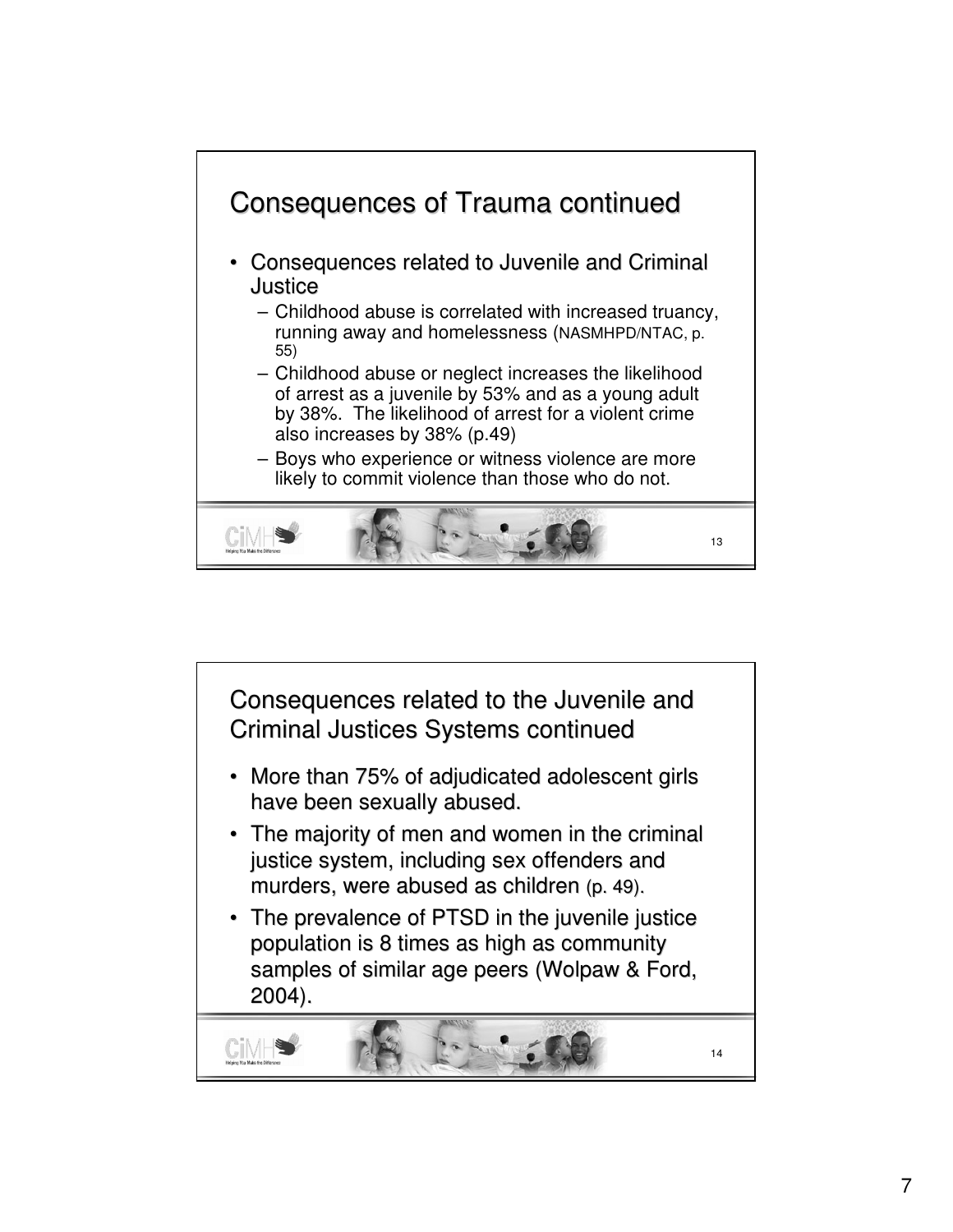## Consequences of Trauma continued

- Consequences related to Juvenile and Criminal Justice
  - Childhood abuse is correlated with increased truancy, running away and homelessness (NASMHPD/NTAC, p. 55)
  - Childhood abuse or neglect increases the likelihood of arrest as a juvenile by 53% and as a young adult by 38%. The likelihood of arrest for a violent crime also increases by 38% (p.49)
  - Boys who experience or witness violence are more likely to commit violence than those who do not.

## Consequences related to the Juvenile and Criminal Justices Systems continued

- More than 75% of adjudicated adolescent girls have been sexually abused.
- The majority of men and women in the criminal justice system, including sex offenders and murders, were abused as children (p. 49).
- The prevalence of PTSD in the juvenile justice population is 8 times as high as community samples of similar age peers (Wolpaw & Ford, 2004).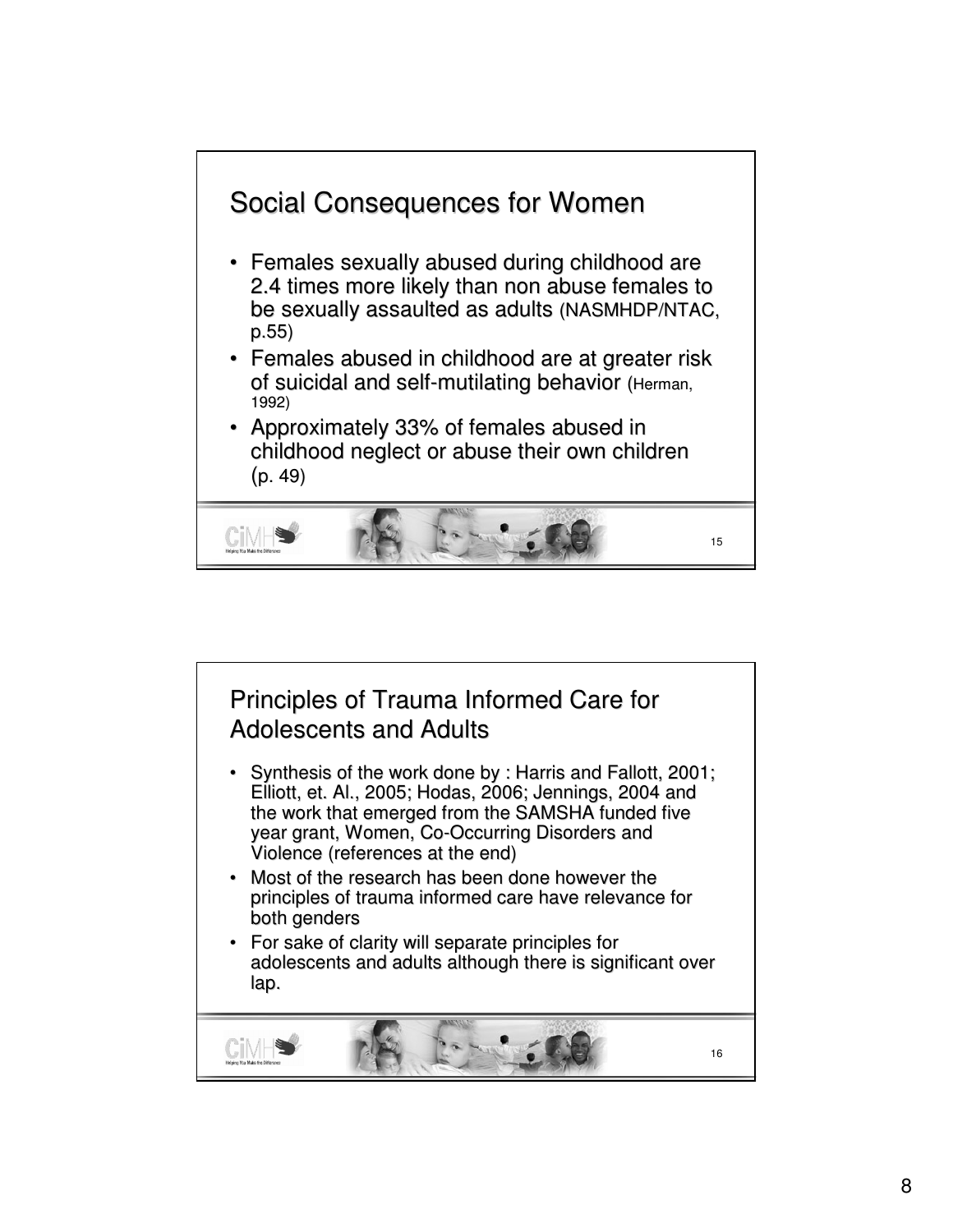## Social Consequences for Women

- Females sexually abused during childhood are 2.4 times more likely than non abuse females to be sexually assaulted as adults (NASMHDP/NTAC, p.55)
- Females abused in childhood are at greater risk of suicidal and self-mutilating behavior (Herman, 1992)
- Approximately 33% of females abused in childhood neglect or abuse their own children (p. 49)

## Principles of Trauma Informed Care for Adolescents and Adults

- Synthesis of the work done by : Harris and Fallott, 2001; Elliott, et. Al., 2005; Hodas, 2006; Jennings, 2004 and the work that emerged from the SAMSHA funded five year grant, Women, Co-Occurring Disorders and Violence (references at the end)
- Most of the research has been done however the principles of trauma informed care have relevance for both genders
- For sake of clarity will separate principles for adolescents and adults although there is significant over lap.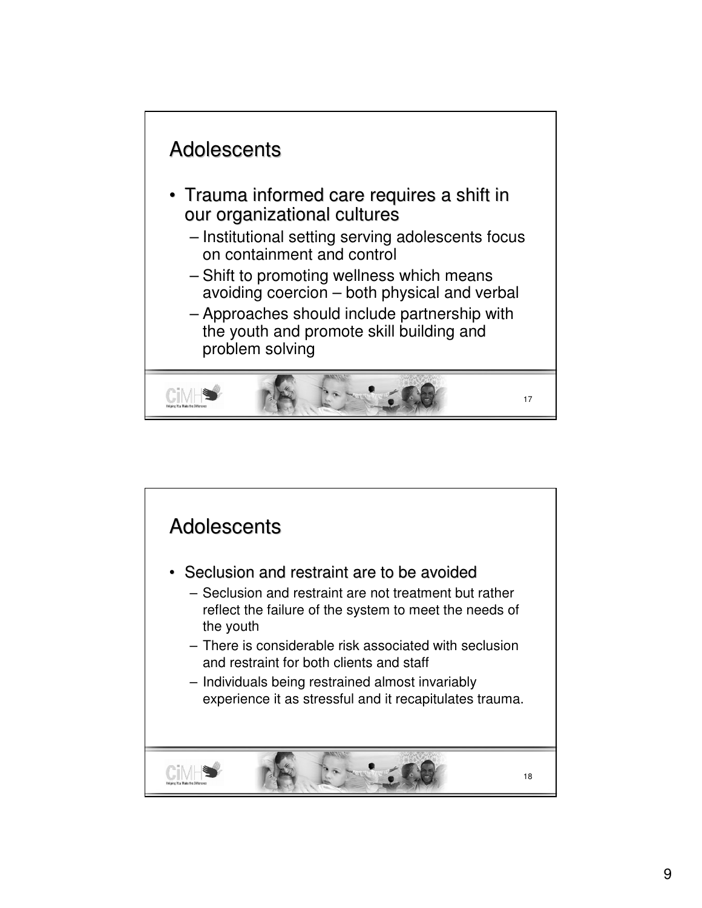## Adolescents

- Trauma informed care requires a shift in our organizational cultures
  - Institutional setting serving adolescents focus on containment and control
  - Shift to promoting wellness which means avoiding coercion – both physical and verbal
  - Approaches should include partnership with the youth and promote skill building and problem solving

## Adolescents

- Seclusion and restraint are to be avoided
  - Seclusion and restraint are not treatment but rather reflect the failure of the system to meet the needs of the youth
  - There is considerable risk associated with seclusion and restraint for both clients and staff
  - Individuals being restrained almost invariably experience it as stressful and it recapitulates trauma.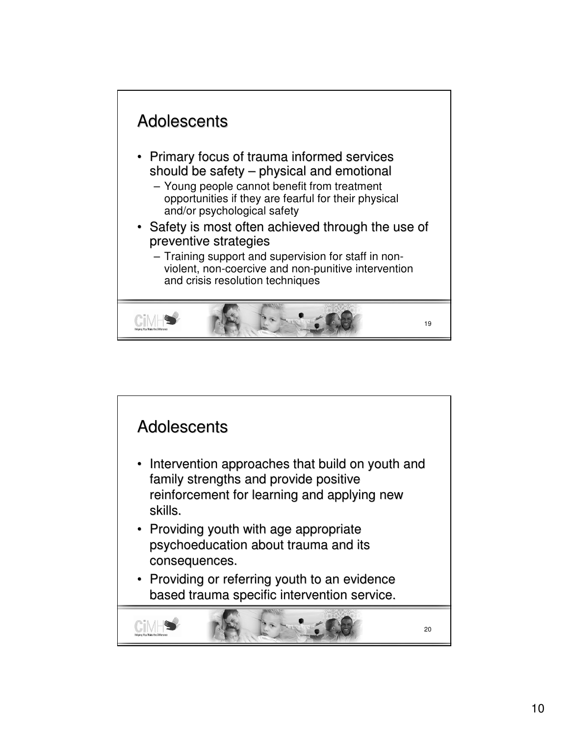## Adolescents

- Primary focus of trauma informed services should be safety – physical and emotional
  - Young people cannot benefit from treatment opportunities if they are fearful for their physical and/or psychological safety
- Safety is most often achieved through the use of preventive strategies
  - Training support and supervision for staff in non-violent, non-coercive and non-punitive intervention and crisis resolution techniques

## Adolescents

- Intervention approaches that build on youth and family strengths and provide positive reinforcement for learning and applying new skills.
- Providing youth with age appropriate psychoeducation about trauma and its consequences.
- Providing or referring youth to an evidence based trauma specific intervention service.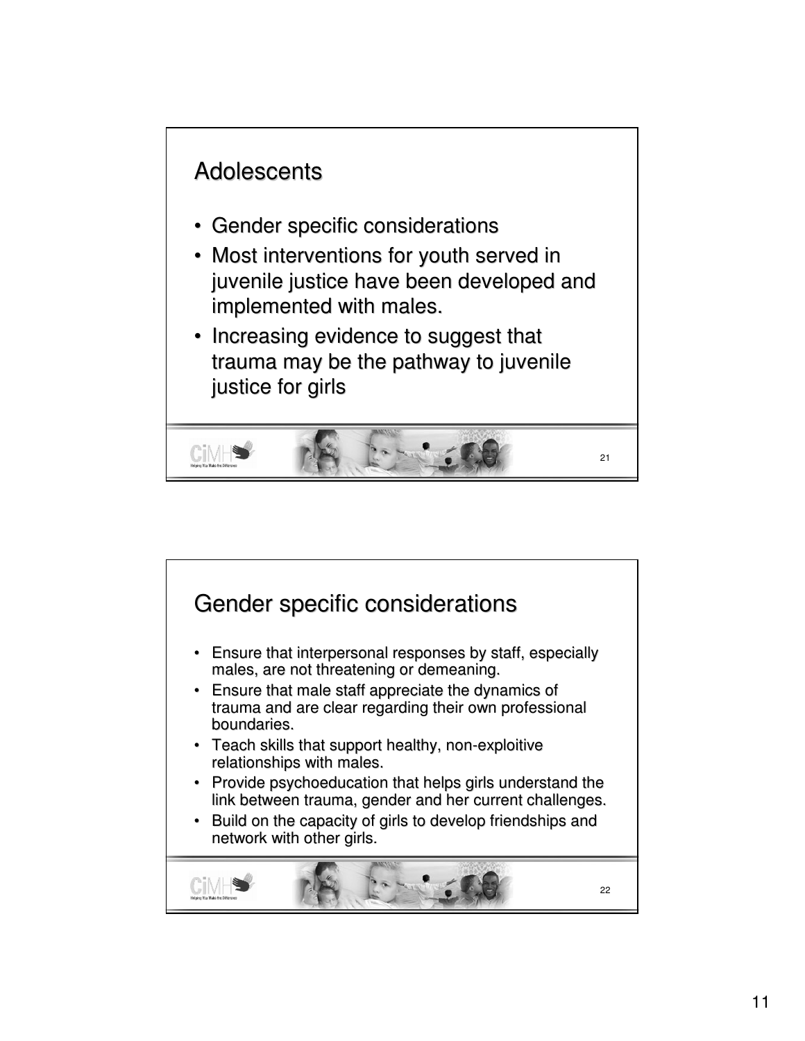## Adolescents

- Gender specific considerations
- Most interventions for youth served in juvenile justice have been developed and implemented with males.
- Increasing evidence to suggest that trauma may be the pathway to juvenile justice for girls

## Gender specific considerations

- Ensure that interpersonal responses by staff, especially males, are not threatening or demeaning.
- Ensure that male staff appreciate the dynamics of trauma and are clear regarding their own professional boundaries.
- Teach skills that support healthy, non-exploitive relationships with males.
- Provide psychoeducation that helps girls understand the link between trauma, gender and her current challenges.
- Build on the capacity of girls to develop friendships and network with other girls.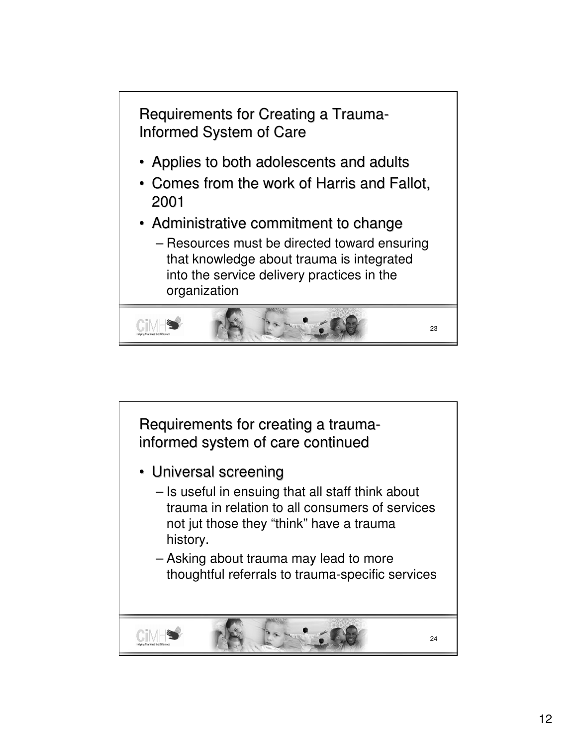## Requirements for Creating a Trauma-Informed System of Care

- Applies to both adolescents and adults
- Comes from the work of Harris and Fallot, 2001
- Administrative commitment to change
  - Resources must be directed toward ensuring that knowledge about trauma is integrated into the service delivery practices in the organization

## Requirements for creating a trauma-informed system of care continued

- Universal screening
  - Is useful in ensuing that all staff think about trauma in relation to all consumers of services not jut those they "think" have a trauma history.
  - Asking about trauma may lead to more thoughtful referrals to trauma-specific services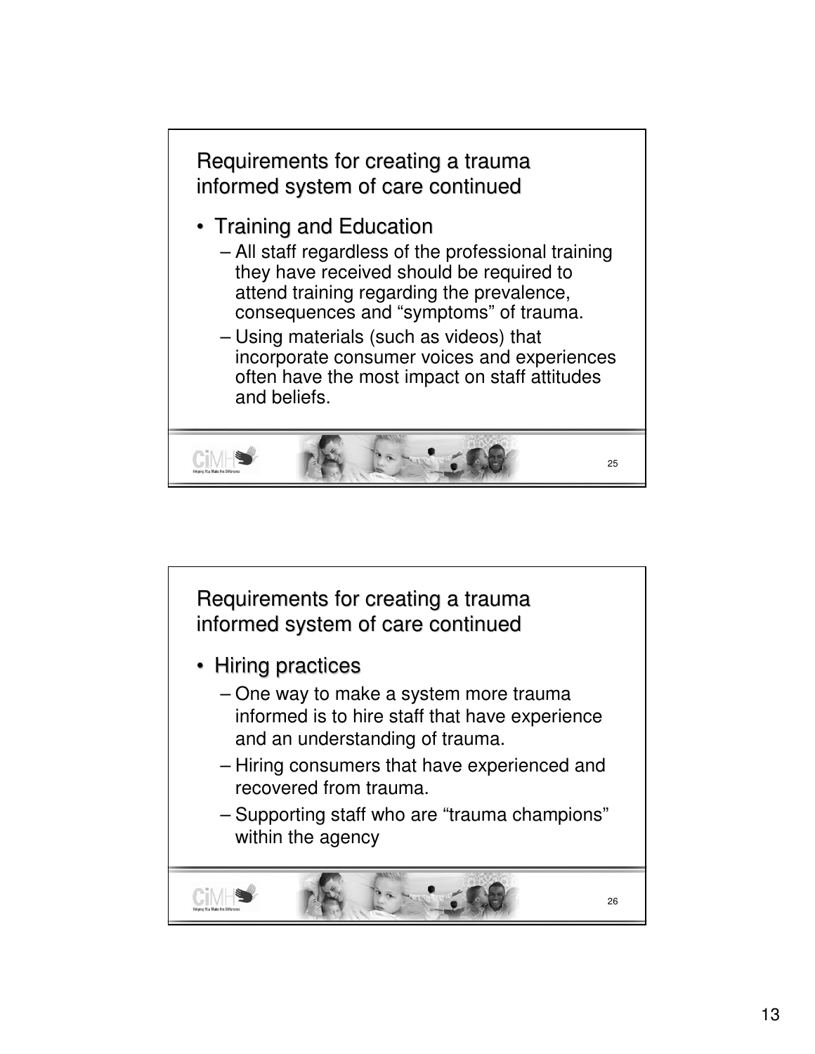## Requirements for creating a trauma informed system of care continued

- Training and Education
  - All staff regardless of the professional training they have received should be required to attend training regarding the prevalence, consequences and "symptoms" of trauma.
  - Using materials (such as videos) that incorporate consumer voices and experiences often have the most impact on staff attitudes and beliefs.

## Requirements for creating a trauma informed system of care continued

- Hiring practices
  - One way to make a system more trauma informed is to hire staff that have experience and an understanding of trauma.
  - Hiring consumers that have experienced and recovered from trauma.
  - Supporting staff who are "trauma champions" within the agency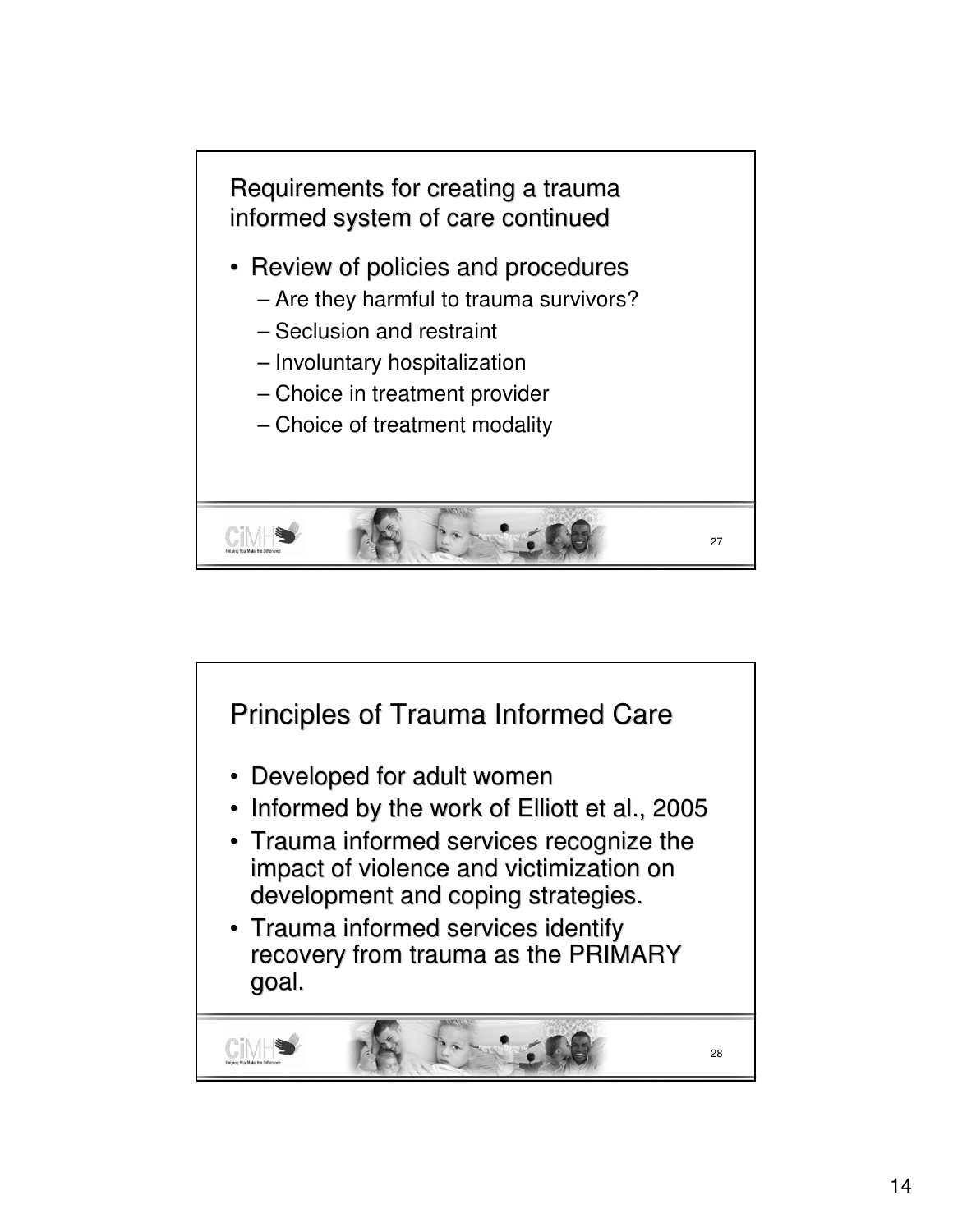## Requirements for creating a trauma informed system of care continued

- Review of policies and procedures
  - Are they harmful to trauma survivors?
  - Seclusion and restraint
  - Involuntary hospitalization
  - Choice in treatment provider
  - Choice of treatment modality

## Principles of Trauma Informed Care

- Developed for adult women
- Informed by the work of Elliott et al., 2005
- Trauma informed services recognize the impact of violence and victimization on development and coping strategies.
- Trauma informed services identify recovery from trauma as the PRIMARY goal.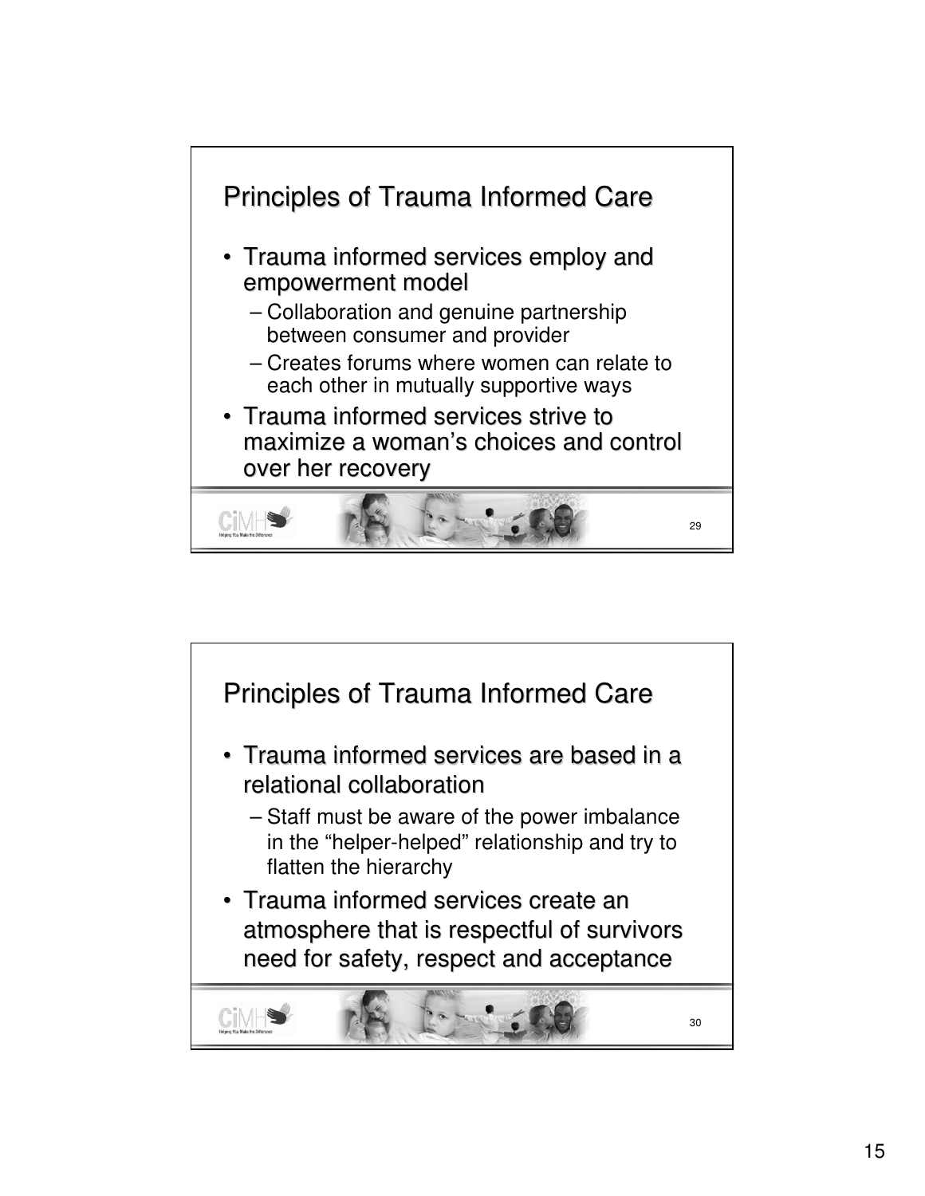## Principles of Trauma Informed Care

- Trauma informed services employ and empowerment model
  - Collaboration and genuine partnership between consumer and provider
  - Creates forums where women can relate to each other in mutually supportive ways
- Trauma informed services strive to maximize a woman's choices and control over her recovery

## Principles of Trauma Informed Care

- Trauma informed services are based in a relational collaboration
  - Staff must be aware of the power imbalance in the "helper-helped" relationship and try to flatten the hierarchy
- Trauma informed services create an atmosphere that is respectful of survivors need for safety, respect and acceptance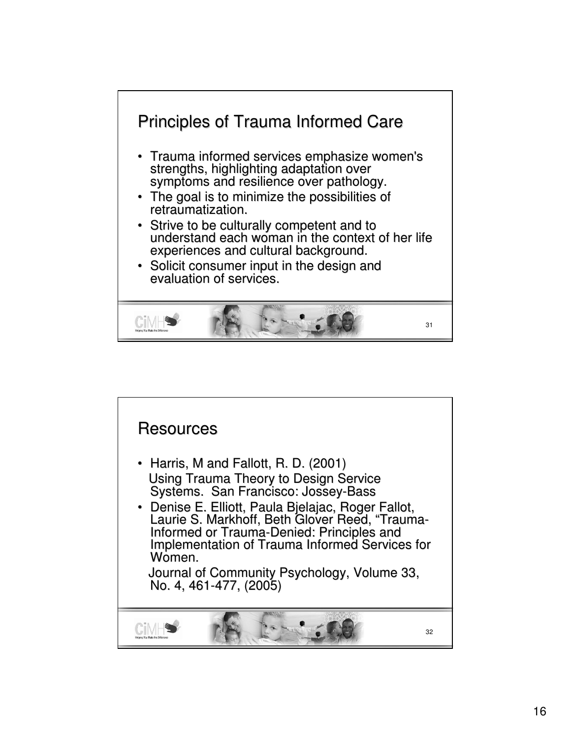## Principles of Trauma Informed Care

- Trauma informed services emphasize women's strengths, highlighting adaptation over symptoms and resilience over pathology.
- The goal is to minimize the possibilities of retraumatization.
- Strive to be culturally competent and to understand each woman in the context of her life experiences and cultural background.
- Solicit consumer input in the design and evaluation of services.

## Resources

- Harris, M and Fallott, R. D. (2001)
  Using Trauma Theory to Design Service Systems. San Francisco: Jossey-Bass
- Denise E. Elliott, Paula Bjelajac, Roger Fallot, Laurie S. Markhoff, Beth Glover Reed, "Trauma-Informed or Trauma-Denied: Principles and Implementation of Trauma Informed Services for Women.
  Journal of Community Psychology, Volume 33, No. 4, 461-477, (2005)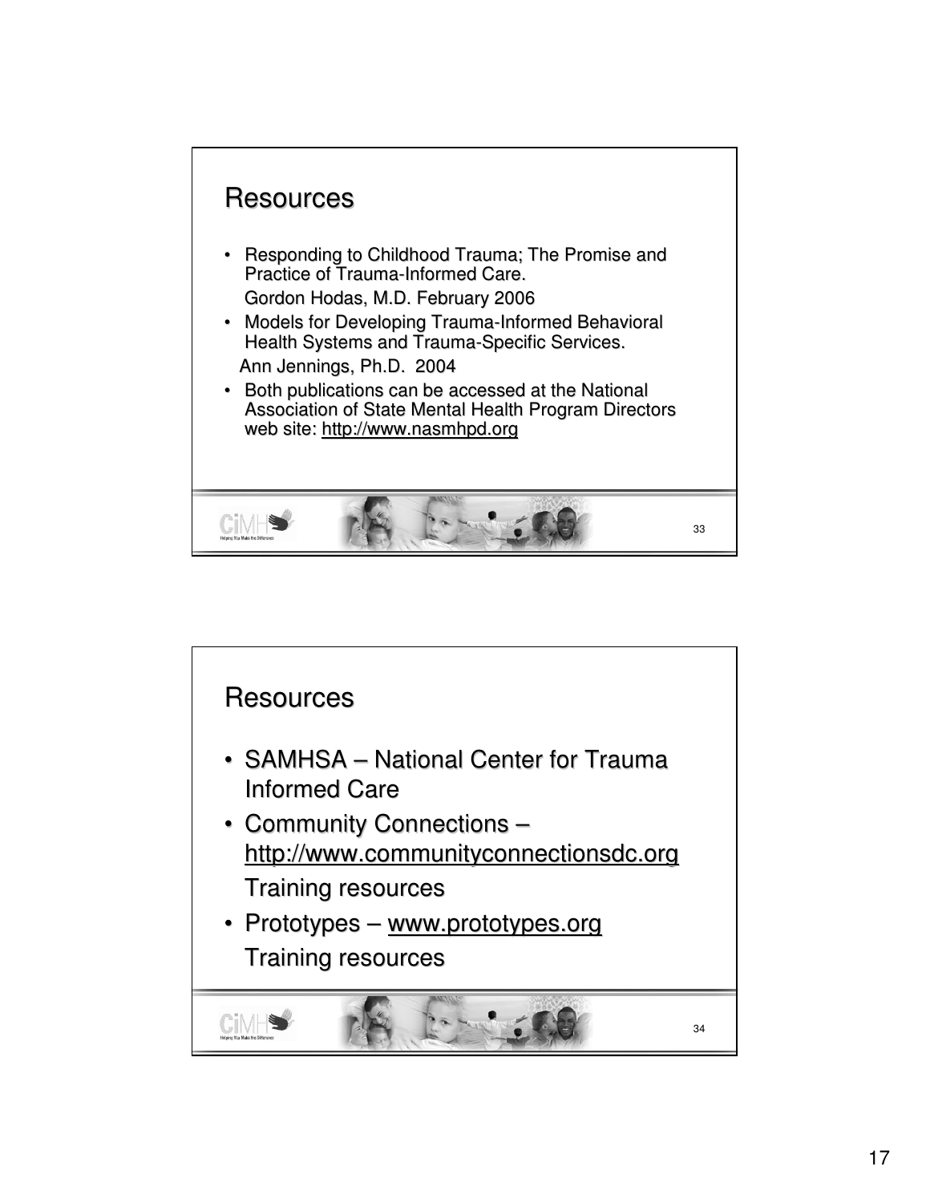## Resources

- Responding to Childhood Trauma; The Promise and Practice of Trauma-Informed Care.
  Gordon Hodas, M.D. February 2006
- Models for Developing Trauma-Informed Behavioral Health Systems and Trauma-Specific Services.
  Ann Jennings, Ph.D. 2004
- Both publications can be accessed at the National Association of State Mental Health Program Directors web site: http://www.nasmhpd.org

## Resources

- SAMHSA – National Center for Trauma Informed Care
- Community Connections – http://www.communityconnectionsdc.org
  Training resources
- Prototypes – www.prototypes.org
  Training resources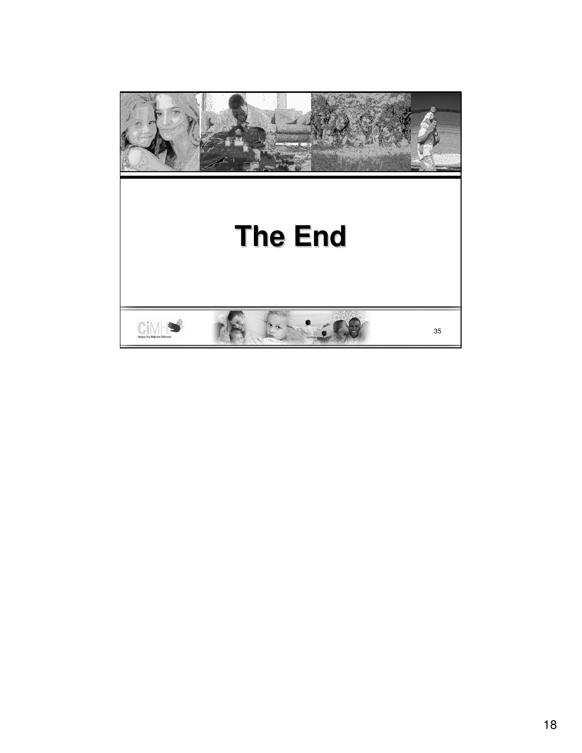# The End